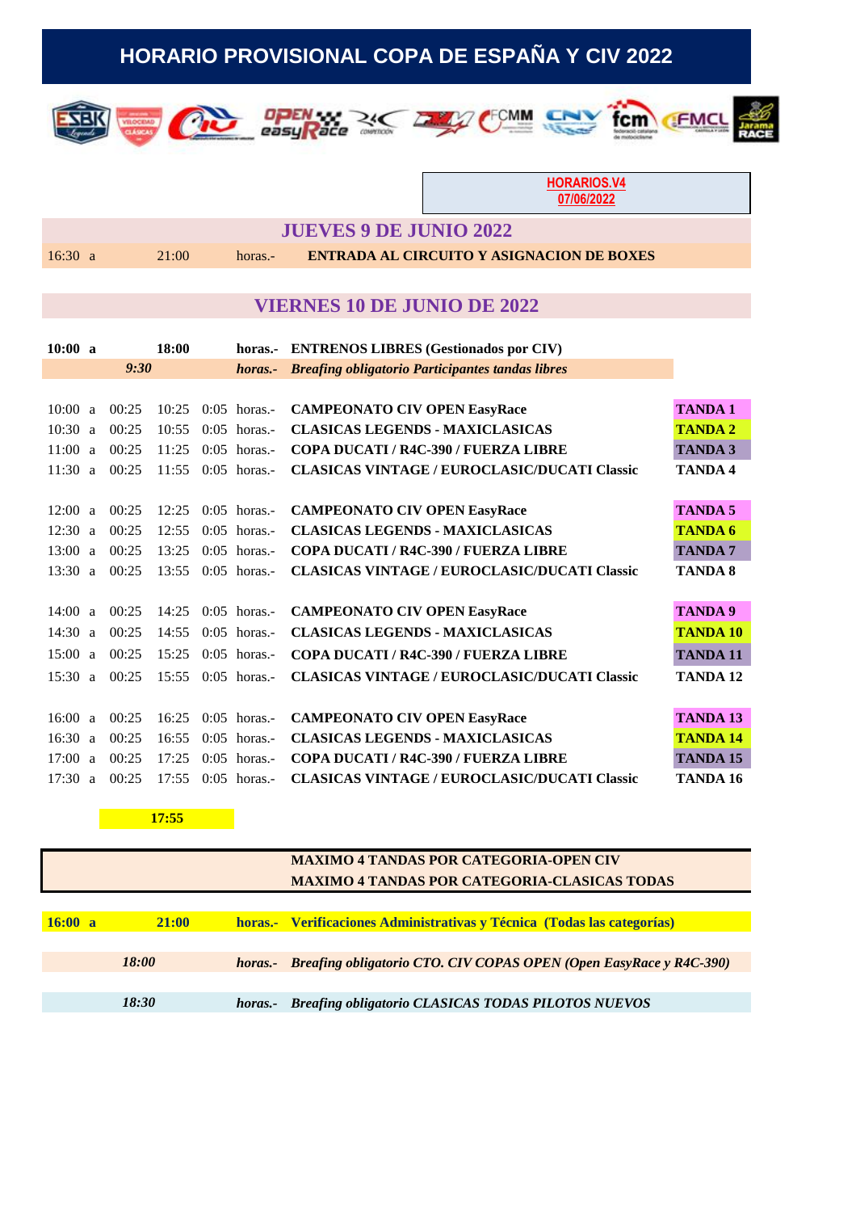# HORARIO PROVISIONAL COPA DE ESPAÑA Y CIV 2022

HORARIOS.V4
07/06/2022

## JUEVES 9 DE JUNIO 2022

16:30 a 21:00 horas.- **ENTRADA AL CIRCUITO Y ASIGNACION DE BOXES**

## VIERNES 10 DE JUNIO DE 2022

**10:00 a 18:00 horas.- ENTRENOS LIBRES (Gestionados por CIV)**

***9:30 horas.- Breafing obligatorio Participantes tandas libres***

| | | | | | | | |
|---|---|---|---|---|---|---|---|
| 10:00 | a | 00:25 | 10:25 | 0:05 | horas.- | **CAMPEONATO CIV OPEN EasyRace** | **TANDA 1** |
| 10:30 | a | 00:25 | 10:55 | 0:05 | horas.- | **CLASICAS LEGENDS - MAXICLASICAS** | **TANDA 2** |
| 11:00 | a | 00:25 | 11:25 | 0:05 | horas.- | **COPA DUCATI / R4C-390 / FUERZA LIBRE** | **TANDA 3** |
| 11:30 | a | 00:25 | 11:55 | 0:05 | horas.- | **CLASICAS VINTAGE / EUROCLASIC/DUCATI Classic** | **TANDA 4** |
| 12:00 | a | 00:25 | 12:25 | 0:05 | horas.- | **CAMPEONATO CIV OPEN EasyRace** | **TANDA 5** |
| 12:30 | a | 00:25 | 12:55 | 0:05 | horas.- | **CLASICAS LEGENDS - MAXICLASICAS** | **TANDA 6** |
| 13:00 | a | 00:25 | 13:25 | 0:05 | horas.- | **COPA DUCATI / R4C-390 / FUERZA LIBRE** | **TANDA 7** |
| 13:30 | a | 00:25 | 13:55 | 0:05 | horas.- | **CLASICAS VINTAGE / EUROCLASIC/DUCATI Classic** | **TANDA 8** |
| 14:00 | a | 00:25 | 14:25 | 0:05 | horas.- | **CAMPEONATO CIV OPEN EasyRace** | **TANDA 9** |
| 14:30 | a | 00:25 | 14:55 | 0:05 | horas.- | **CLASICAS LEGENDS - MAXICLASICAS** | **TANDA 10** |
| 15:00 | a | 00:25 | 15:25 | 0:05 | horas.- | **COPA DUCATI / R4C-390 / FUERZA LIBRE** | **TANDA 11** |
| 15:30 | a | 00:25 | 15:55 | 0:05 | horas.- | **CLASICAS VINTAGE / EUROCLASIC/DUCATI Classic** | **TANDA 12** |
| 16:00 | a | 00:25 | 16:25 | 0:05 | horas.- | **CAMPEONATO CIV OPEN EasyRace** | **TANDA 13** |
| 16:30 | a | 00:25 | 16:55 | 0:05 | horas.- | **CLASICAS LEGENDS - MAXICLASICAS** | **TANDA 14** |
| 17:00 | a | 00:25 | 17:25 | 0:05 | horas.- | **COPA DUCATI / R4C-390 / FUERZA LIBRE** | **TANDA 15** |
| 17:30 | a | 00:25 | 17:55 | 0:05 | horas.- | **CLASICAS VINTAGE / EUROCLASIC/DUCATI Classic** | **TANDA 16** |

**17:55**

**MAXIMO 4 TANDAS POR CATEGORIA-OPEN CIV**
**MAXIMO 4 TANDAS POR CATEGORIA-CLASICAS TODAS**

**16:00 a 21:00 horas.- Verificaciones Administrativas y Técnica (Todas las categorías)**

***18:00 horas.- Breafing obligatorio CTO. CIV COPAS OPEN (Open EasyRace y R4C-390)***

***18:30 horas.- Breafing obligatorio CLASICAS TODAS PILOTOS NUEVOS***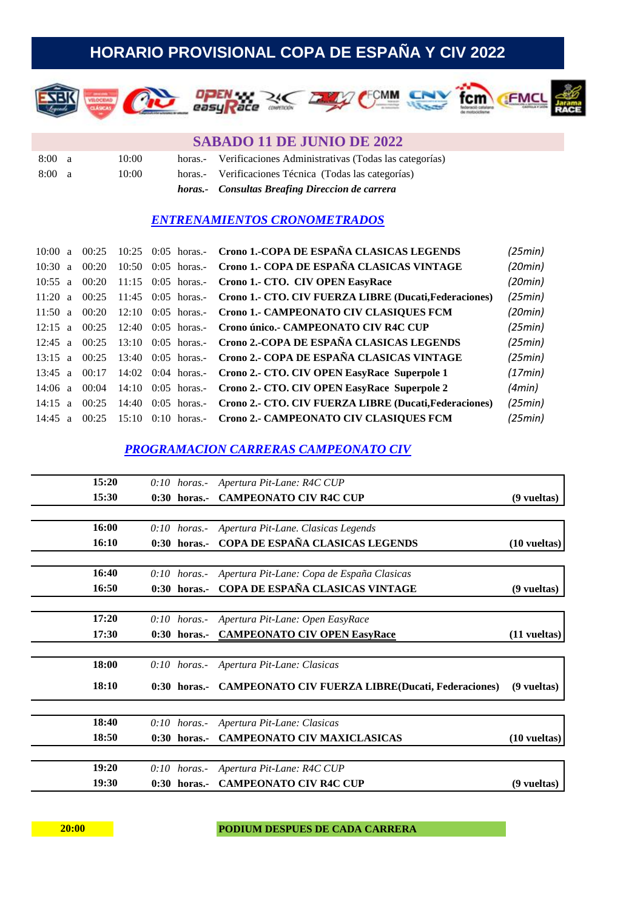# HORARIO PROVISIONAL COPA DE ESPAÑA Y CIV 2022

## SABADO 11 DE JUNIO DE 2022

| | | | | |
|---|---|---|---|---|
| 8:00 | a | 10:00 | horas.- | Verificaciones Administrativas (Todas las categorías) |
| 8:00 | a | 10:00 | horas.- | Verificaciones Técnica (Todas las categorías) |
| | | | ***horas.-*** | ***Consultas Breafing Direccion de carrera*** |

### *ENTRENAMIENTOS CRONOMETRADOS*

| | | | | | | | |
|---|---|---|---|---|---|---|---|
| 10:00 | a | 00:25 | 10:25 | 0:05 | horas.- | **Crono 1.-COPA DE ESPAÑA CLASICAS LEGENDS** | *(25min)* |
| 10:30 | a | 00:20 | 10:50 | 0:05 | horas.- | **Crono 1.- COPA DE ESPAÑA CLASICAS VINTAGE** | *(20min)* |
| 10:55 | a | 00:20 | 11:15 | 0:05 | horas.- | **Crono 1.- CTO. CIV OPEN EasyRace** | *(20min)* |
| 11:20 | a | 00:25 | 11:45 | 0:05 | horas.- | **Crono 1.- CTO. CIV FUERZA LIBRE (Ducati,Federaciones)** | *(25min)* |
| 11:50 | a | 00:20 | 12:10 | 0:05 | horas.- | **Crono 1.- CAMPEONATO CIV CLASIQUES FCM** | *(20min)* |
| 12:15 | a | 00:25 | 12:40 | 0:05 | horas.- | **Crono único.- CAMPEONATO CIV R4C CUP** | *(25min)* |
| 12:45 | a | 00:25 | 13:10 | 0:05 | horas.- | **Crono 2.-COPA DE ESPAÑA CLASICAS LEGENDS** | *(25min)* |
| 13:15 | a | 00:25 | 13:40 | 0:05 | horas.- | **Crono 2.- COPA DE ESPAÑA CLASICAS VINTAGE** | *(25min)* |
| 13:45 | a | 00:17 | 14:02 | 0:04 | horas.- | **Crono 2.- CTO. CIV OPEN EasyRace Superpole 1** | *(17min)* |
| 14:06 | a | 00:04 | 14:10 | 0:05 | horas.- | **Crono 2.- CTO. CIV OPEN EasyRace Superpole 2** | *(4min)* |
| 14:15 | a | 00:25 | 14:40 | 0:05 | horas.- | **Crono 2.- CTO. CIV FUERZA LIBRE (Ducati,Federaciones)** | *(25min)* |
| 14:45 | a | 00:25 | 15:10 | 0:10 | horas.- | **Crono 2.- CAMPEONATO CIV CLASIQUES FCM** | *(25min)* |

### *PROGRAMACION CARRERAS CAMPEONATO CIV*

| | | | | |
|---|---|---|---|---|
| **15:20** | *0:10* | *horas.-* | *Apertura Pit-Lane: R4C CUP* | |
| **15:30** | **0:30** | **horas.-** | **CAMPEONATO CIV R4C CUP** | **(9 vueltas)** |
| **16:00** | *0:10* | *horas.-* | *Apertura Pit-Lane. Clasicas Legends* | |
| **16:10** | **0:30** | **horas.-** | **COPA DE ESPAÑA CLASICAS LEGENDS** | **(10 vueltas)** |
| **16:40** | *0:10* | *horas.-* | *Apertura Pit-Lane: Copa de España Clasicas* | |
| **16:50** | **0:30** | **horas.-** | **COPA DE ESPAÑA CLASICAS VINTAGE** | **(9 vueltas)** |
| **17:20** | *0:10* | *horas.-* | *Apertura Pit-Lane: Open EasyRace* | |
| **17:30** | **0:30** | **horas.-** | **CAMPEONATO CIV OPEN EasyRace** | **(11 vueltas)** |
| **18:00** | *0:10* | *horas.-* | *Apertura Pit-Lane: Clasicas* | |
| **18:10** | **0:30** | **horas.-** | **CAMPEONATO CIV FUERZA LIBRE(Ducati, Federaciones)** | **(9 vueltas)** |
| **18:40** | *0:10* | *horas.-* | *Apertura Pit-Lane: Clasicas* | |
| **18:50** | **0:30** | **horas.-** | **CAMPEONATO CIV MAXICLASICAS** | **(10 vueltas)** |
| **19:20** | *0:10* | *horas.-* | *Apertura Pit-Lane: R4C CUP* | |
| **19:30** | **0:30** | **horas.-** | **CAMPEONATO CIV R4C CUP** | **(9 vueltas)** |

**20:00** **PODIUM DESPUES DE CADA CARRERA**